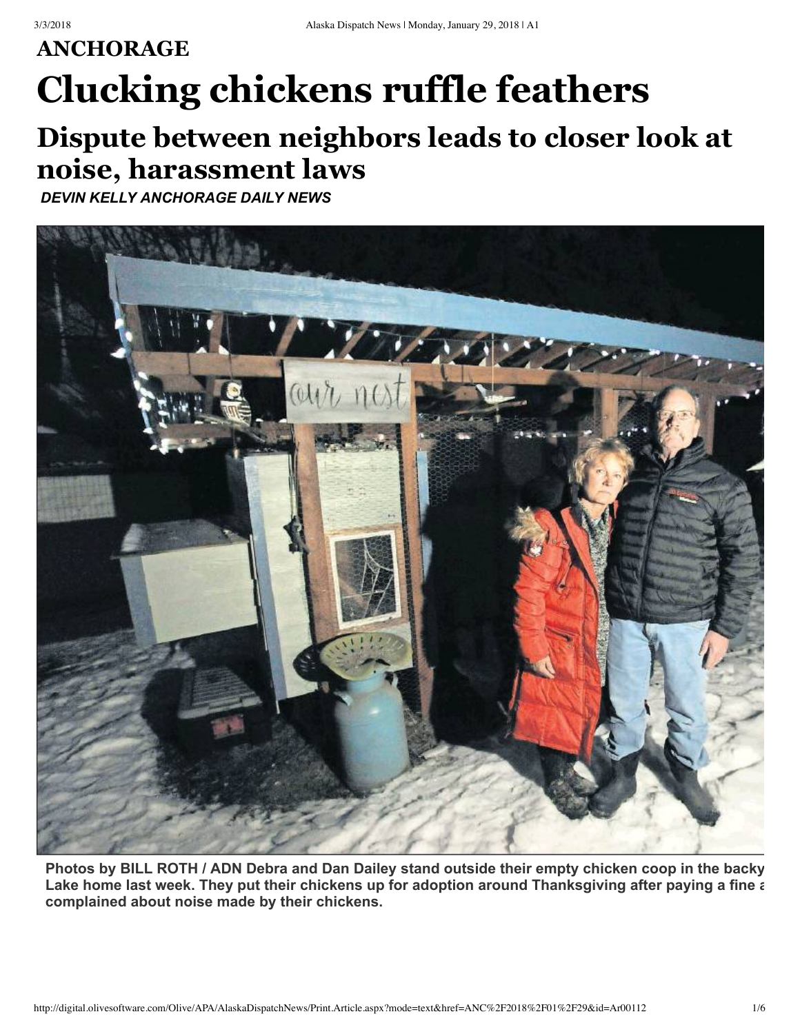## ANCHORAGE

# Clucking chickens ruffle feathers

## Dispute between neighbors leads to closer look at noise, harassment laws

***DEVIN KELLY ANCHORAGE DAILY NEWS***

**Photos by BILL ROTH / ADN Debra and Dan Dailey stand outside their empty chicken coop in the backy Lake home last week. They put their chickens up for adoption around Thanksgiving after paying a fine a complained about noise made by their chickens.**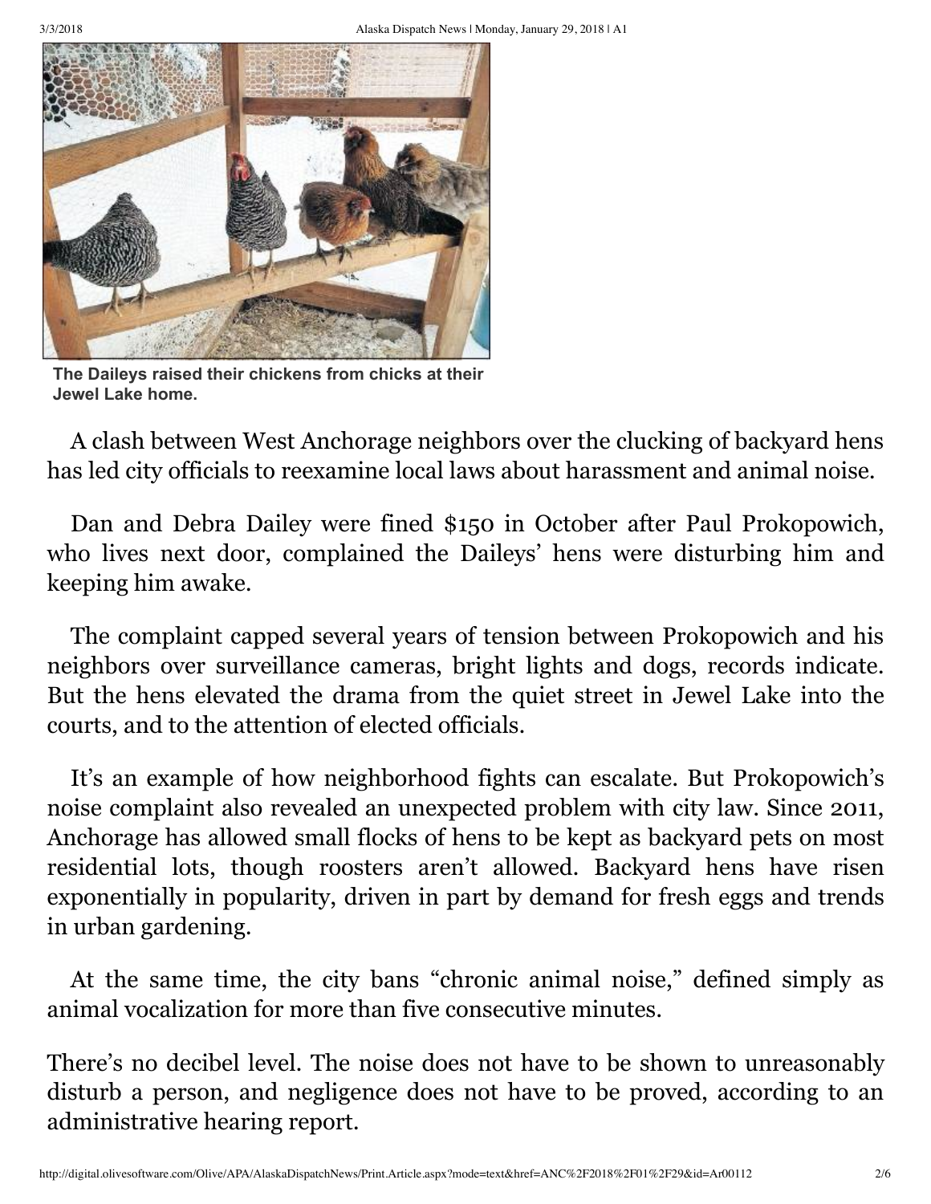The Daileys raised their chickens from chicks at their Jewel Lake home.

A clash between West Anchorage neighbors over the clucking of backyard hens has led city officials to reexamine local laws about harassment and animal noise.

Dan and Debra Dailey were fined $150 in October after Paul Prokopowich, who lives next door, complained the Daileys' hens were disturbing him and keeping him awake.

The complaint capped several years of tension between Prokopowich and his neighbors over surveillance cameras, bright lights and dogs, records indicate. But the hens elevated the drama from the quiet street in Jewel Lake into the courts, and to the attention of elected officials.

It's an example of how neighborhood fights can escalate. But Prokopowich's noise complaint also revealed an unexpected problem with city law. Since 2011, Anchorage has allowed small flocks of hens to be kept as backyard pets on most residential lots, though roosters aren't allowed. Backyard hens have risen exponentially in popularity, driven in part by demand for fresh eggs and trends in urban gardening.

At the same time, the city bans "chronic animal noise," defined simply as animal vocalization for more than five consecutive minutes.

There's no decibel level. The noise does not have to be shown to unreasonably disturb a person, and negligence does not have to be proved, according to an administrative hearing report.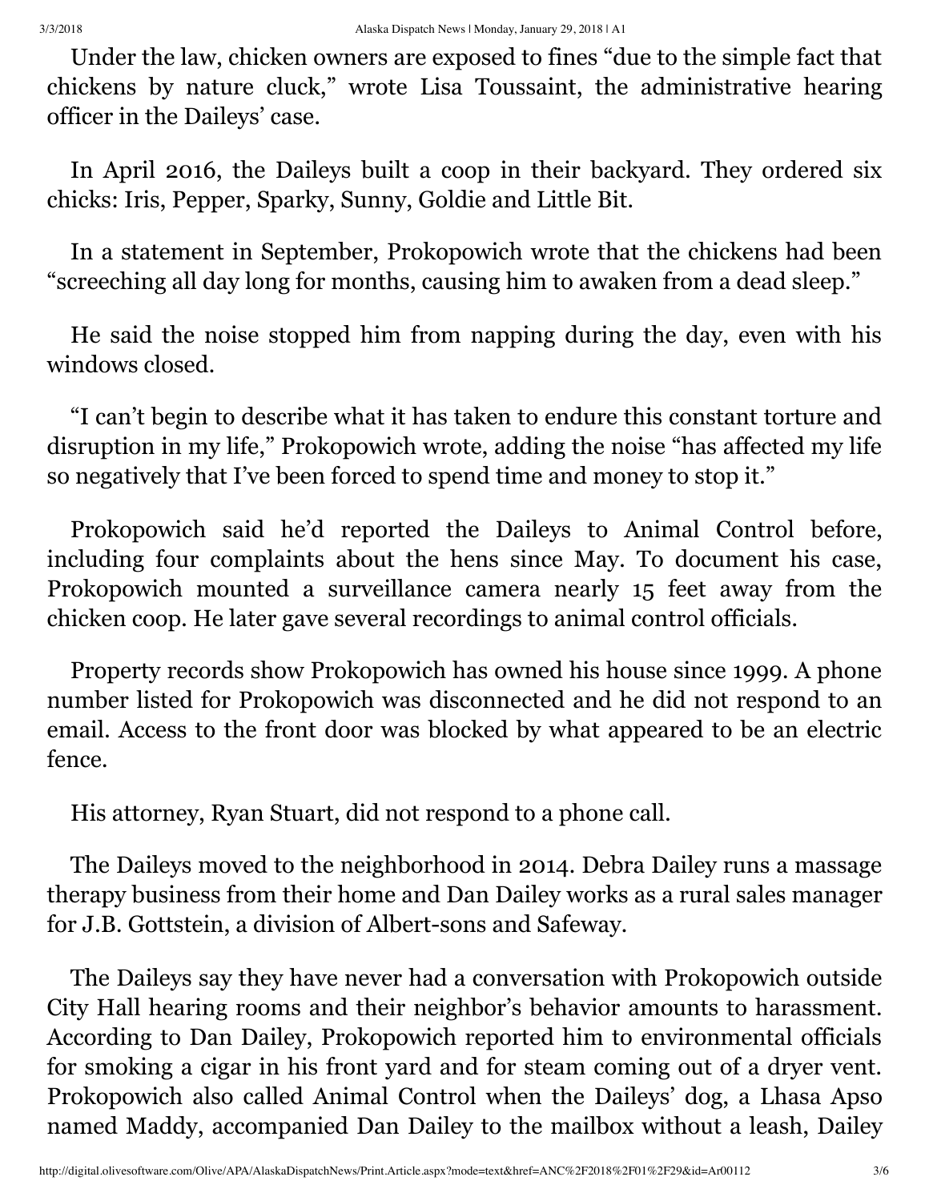Under the law, chicken owners are exposed to fines "due to the simple fact that chickens by nature cluck," wrote Lisa Toussaint, the administrative hearing officer in the Daileys' case.

In April 2016, the Daileys built a coop in their backyard. They ordered six chicks: Iris, Pepper, Sparky, Sunny, Goldie and Little Bit.

In a statement in September, Prokopowich wrote that the chickens had been "screeching all day long for months, causing him to awaken from a dead sleep."

He said the noise stopped him from napping during the day, even with his windows closed.

"I can't begin to describe what it has taken to endure this constant torture and disruption in my life," Prokopowich wrote, adding the noise "has affected my life so negatively that I've been forced to spend time and money to stop it."

Prokopowich said he'd reported the Daileys to Animal Control before, including four complaints about the hens since May. To document his case, Prokopowich mounted a surveillance camera nearly 15 feet away from the chicken coop. He later gave several recordings to animal control officials.

Property records show Prokopowich has owned his house since 1999. A phone number listed for Prokopowich was disconnected and he did not respond to an email. Access to the front door was blocked by what appeared to be an electric fence.

His attorney, Ryan Stuart, did not respond to a phone call.

The Daileys moved to the neighborhood in 2014. Debra Dailey runs a massage therapy business from their home and Dan Dailey works as a rural sales manager for J.B. Gottstein, a division of Albert-sons and Safeway.

The Daileys say they have never had a conversation with Prokopowich outside City Hall hearing rooms and their neighbor's behavior amounts to harassment. According to Dan Dailey, Prokopowich reported him to environmental officials for smoking a cigar in his front yard and for steam coming out of a dryer vent. Prokopowich also called Animal Control when the Daileys' dog, a Lhasa Apso named Maddy, accompanied Dan Dailey to the mailbox without a leash, Dailey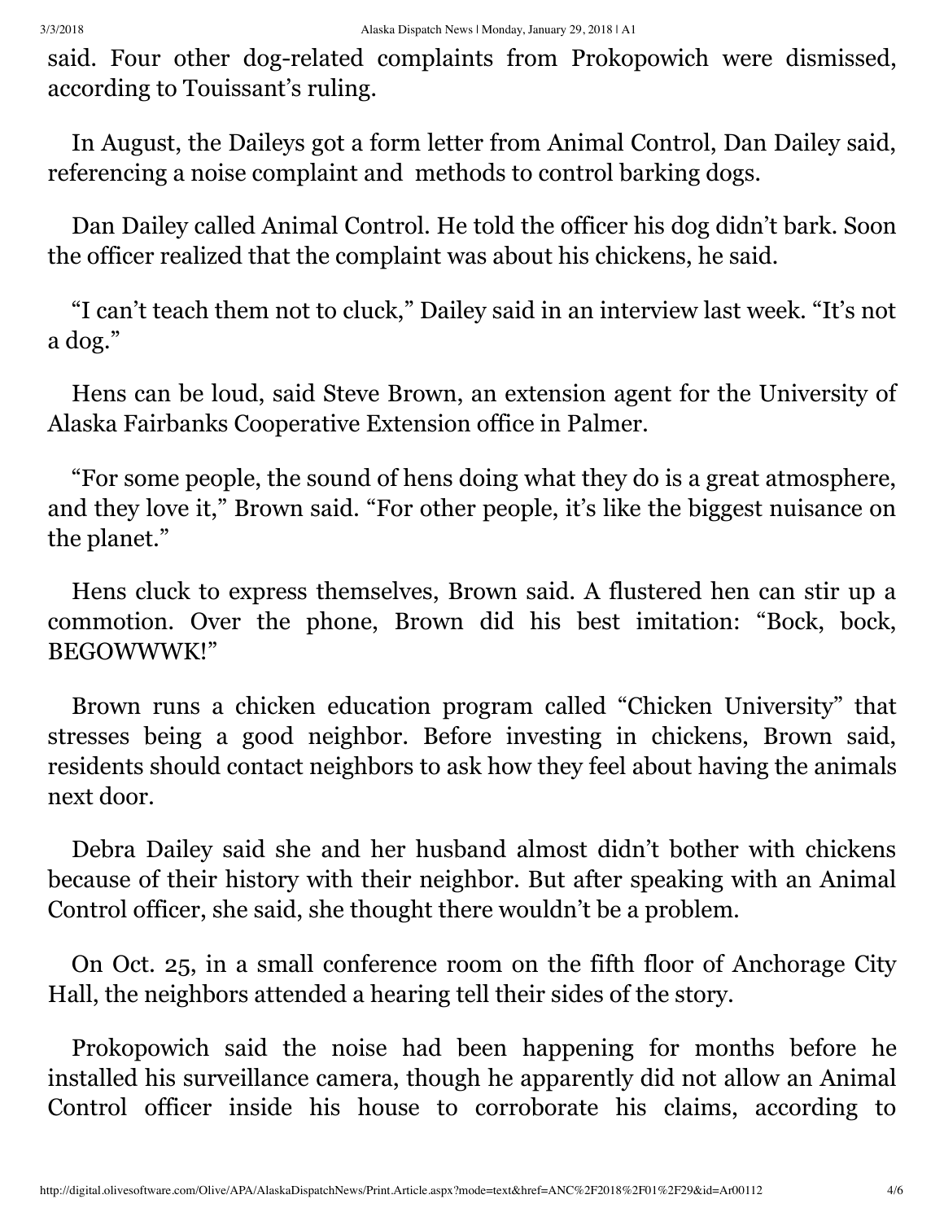said. Four other dog-related complaints from Prokopowich were dismissed, according to Touissant's ruling.

In August, the Daileys got a form letter from Animal Control, Dan Dailey said, referencing a noise complaint and methods to control barking dogs.

Dan Dailey called Animal Control. He told the officer his dog didn't bark. Soon the officer realized that the complaint was about his chickens, he said.

"I can't teach them not to cluck," Dailey said in an interview last week. "It's not a dog."

Hens can be loud, said Steve Brown, an extension agent for the University of Alaska Fairbanks Cooperative Extension office in Palmer.

"For some people, the sound of hens doing what they do is a great atmosphere, and they love it," Brown said. "For other people, it's like the biggest nuisance on the planet."

Hens cluck to express themselves, Brown said. A flustered hen can stir up a commotion. Over the phone, Brown did his best imitation: "Bock, bock, BEGOWWWK!"

Brown runs a chicken education program called "Chicken University" that stresses being a good neighbor. Before investing in chickens, Brown said, residents should contact neighbors to ask how they feel about having the animals next door.

Debra Dailey said she and her husband almost didn't bother with chickens because of their history with their neighbor. But after speaking with an Animal Control officer, she said, she thought there wouldn't be a problem.

On Oct. 25, in a small conference room on the fifth floor of Anchorage City Hall, the neighbors attended a hearing tell their sides of the story.

Prokopowich said the noise had been happening for months before he installed his surveillance camera, though he apparently did not allow an Animal Control officer inside his house to corroborate his claims, according to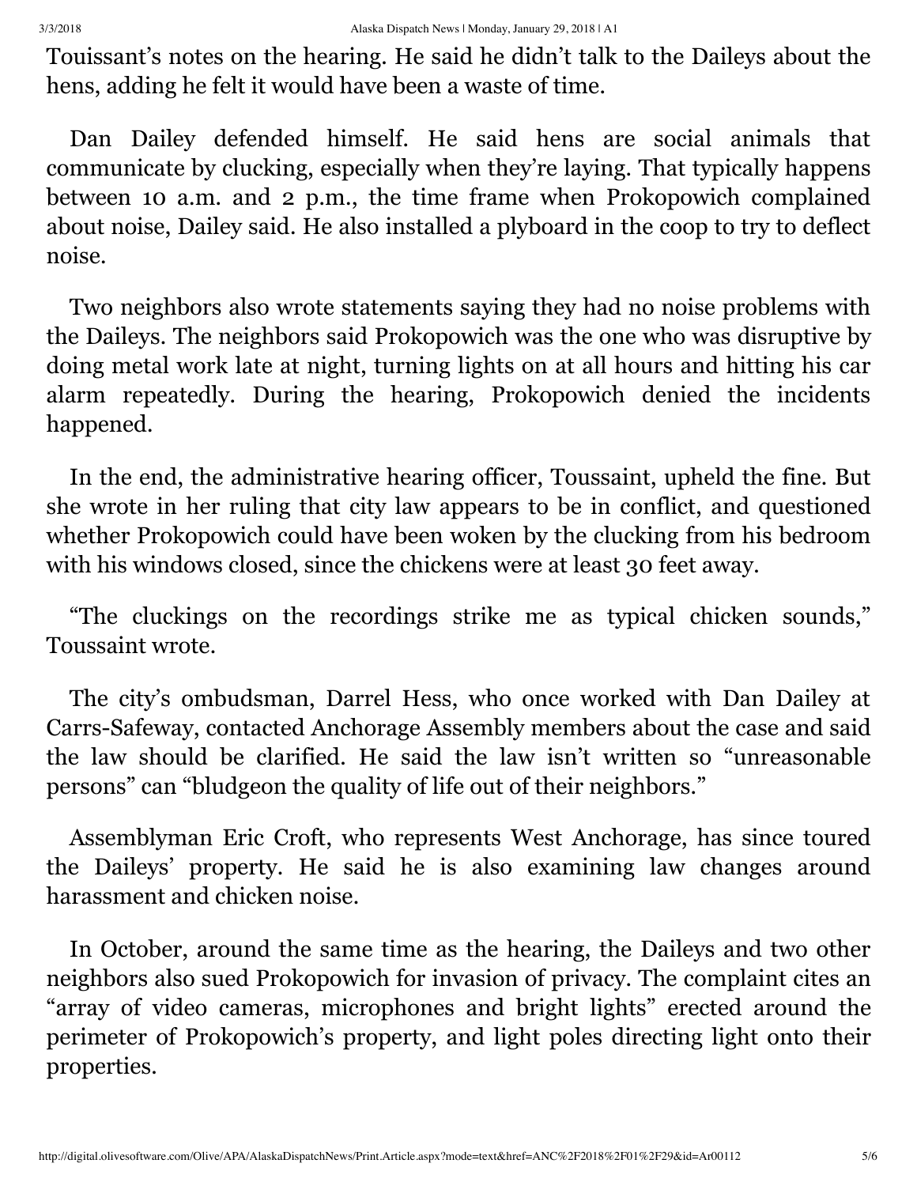Touissant's notes on the hearing. He said he didn't talk to the Daileys about the hens, adding he felt it would have been a waste of time.

Dan Dailey defended himself. He said hens are social animals that communicate by clucking, especially when they're laying. That typically happens between 10 a.m. and 2 p.m., the time frame when Prokopowich complained about noise, Dailey said. He also installed a plyboard in the coop to try to deflect noise.

Two neighbors also wrote statements saying they had no noise problems with the Daileys. The neighbors said Prokopowich was the one who was disruptive by doing metal work late at night, turning lights on at all hours and hitting his car alarm repeatedly. During the hearing, Prokopowich denied the incidents happened.

In the end, the administrative hearing officer, Toussaint, upheld the fine. But she wrote in her ruling that city law appears to be in conflict, and questioned whether Prokopowich could have been woken by the clucking from his bedroom with his windows closed, since the chickens were at least 30 feet away.

"The cluckings on the recordings strike me as typical chicken sounds," Toussaint wrote.

The city's ombudsman, Darrel Hess, who once worked with Dan Dailey at Carrs-Safeway, contacted Anchorage Assembly members about the case and said the law should be clarified. He said the law isn't written so "unreasonable persons" can "bludgeon the quality of life out of their neighbors."

Assemblyman Eric Croft, who represents West Anchorage, has since toured the Daileys' property. He said he is also examining law changes around harassment and chicken noise.

In October, around the same time as the hearing, the Daileys and two other neighbors also sued Prokopowich for invasion of privacy. The complaint cites an "array of video cameras, microphones and bright lights" erected around the perimeter of Prokopowich's property, and light poles directing light onto their properties.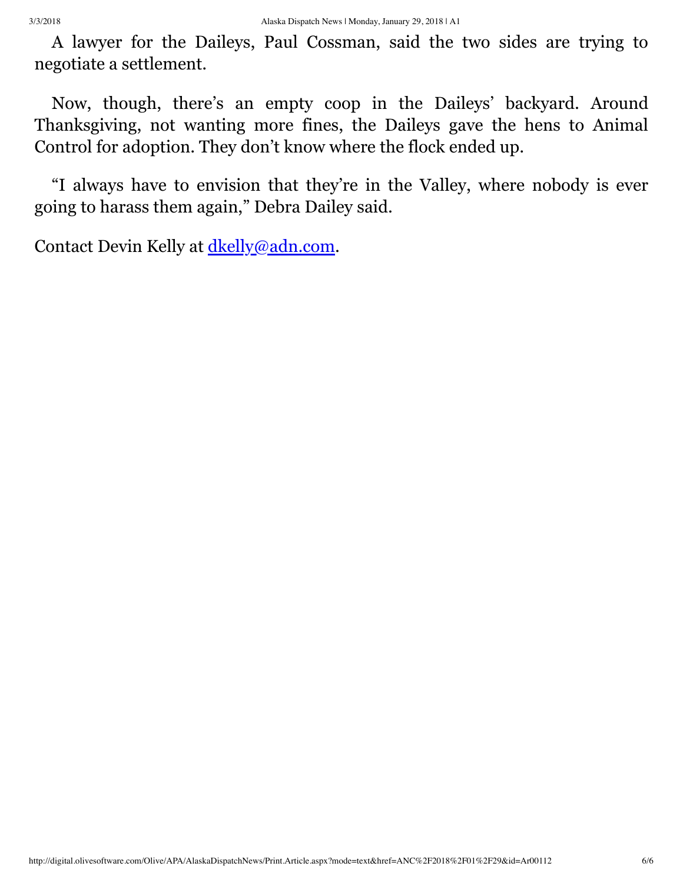A lawyer for the Daileys, Paul Cossman, said the two sides are trying to negotiate a settlement.

Now, though, there's an empty coop in the Daileys' backyard. Around Thanksgiving, not wanting more fines, the Daileys gave the hens to Animal Control for adoption. They don't know where the flock ended up.

"I always have to envision that they're in the Valley, where nobody is ever going to harass them again," Debra Dailey said.

Contact Devin Kelly at dkelly@adn.com.